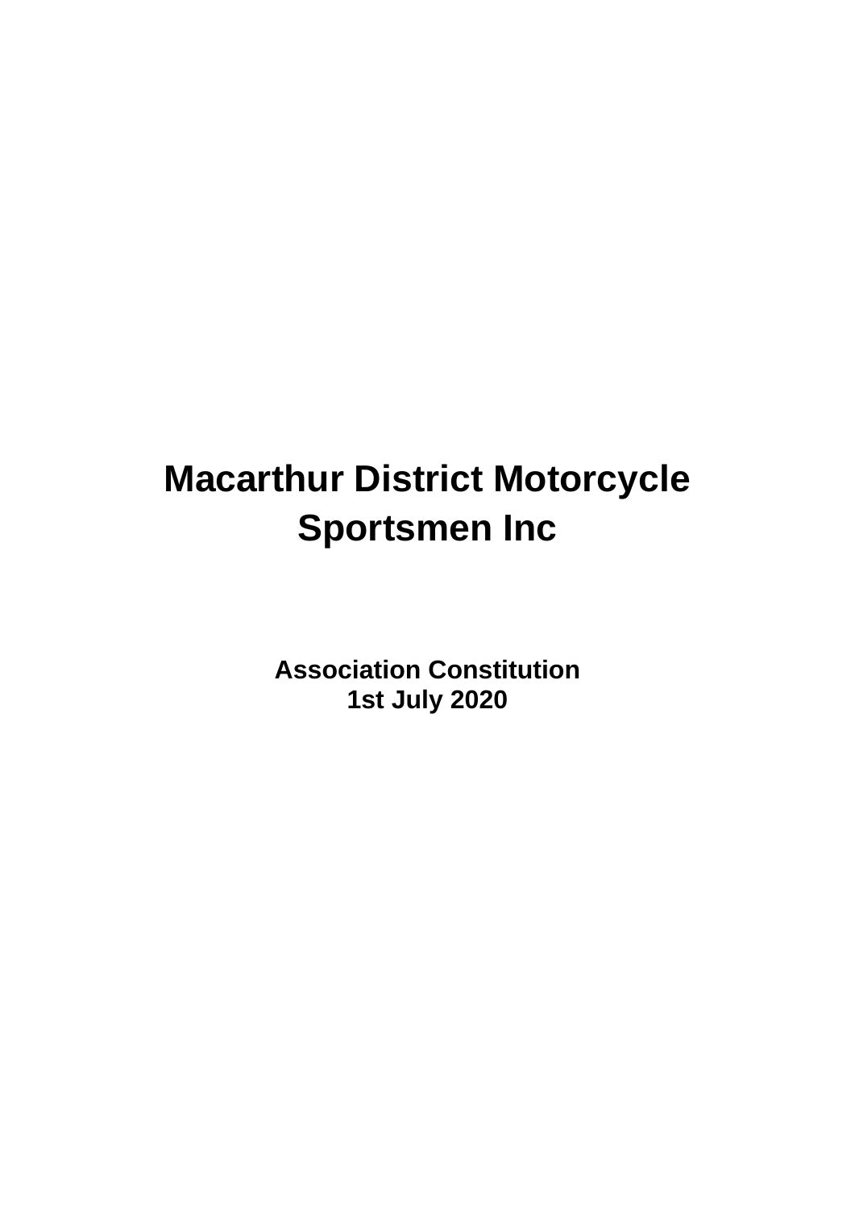# Macarthur District Motorcycle Sportsmen Inc

**Association Constitution**
**1st July 2020**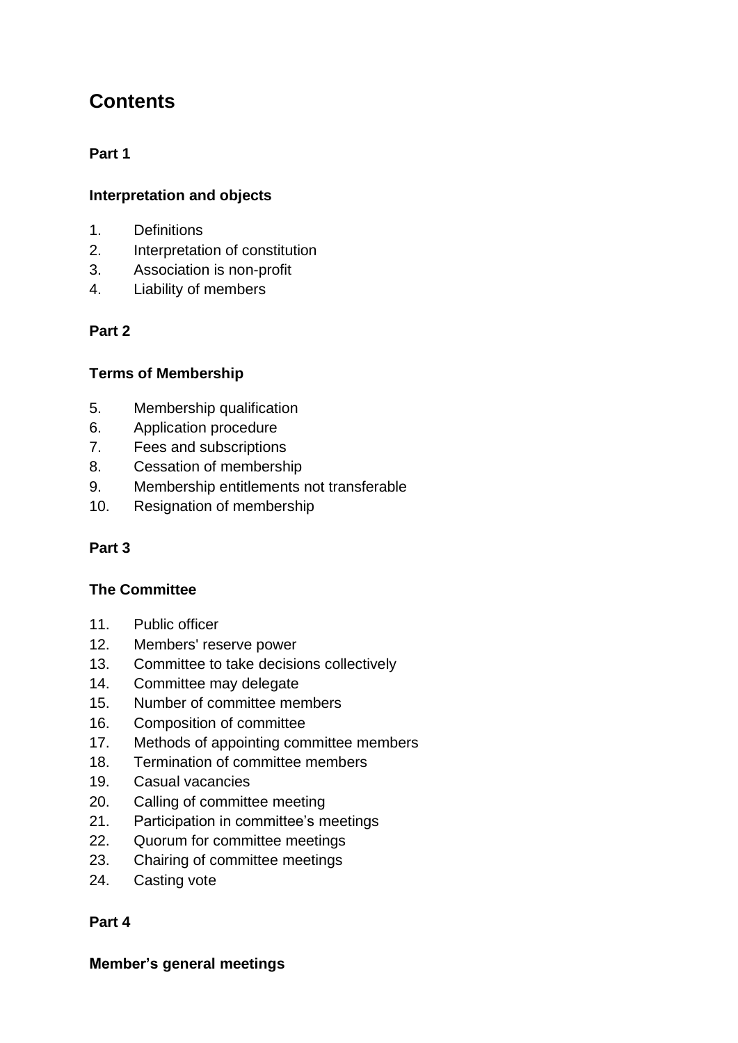# Contents

**Part 1**

**Interpretation and objects**

1. Definitions
2. Interpretation of constitution
3. Association is non-profit
4. Liability of members

**Part 2**

**Terms of Membership**

5. Membership qualification
6. Application procedure
7. Fees and subscriptions
8. Cessation of membership
9. Membership entitlements not transferable
10. Resignation of membership

**Part 3**

**The Committee**

11. Public officer
12. Members' reserve power
13. Committee to take decisions collectively
14. Committee may delegate
15. Number of committee members
16. Composition of committee
17. Methods of appointing committee members
18. Termination of committee members
19. Casual vacancies
20. Calling of committee meeting
21. Participation in committee’s meetings
22. Quorum for committee meetings
23. Chairing of committee meetings
24. Casting vote

**Part 4**

**Member’s general meetings**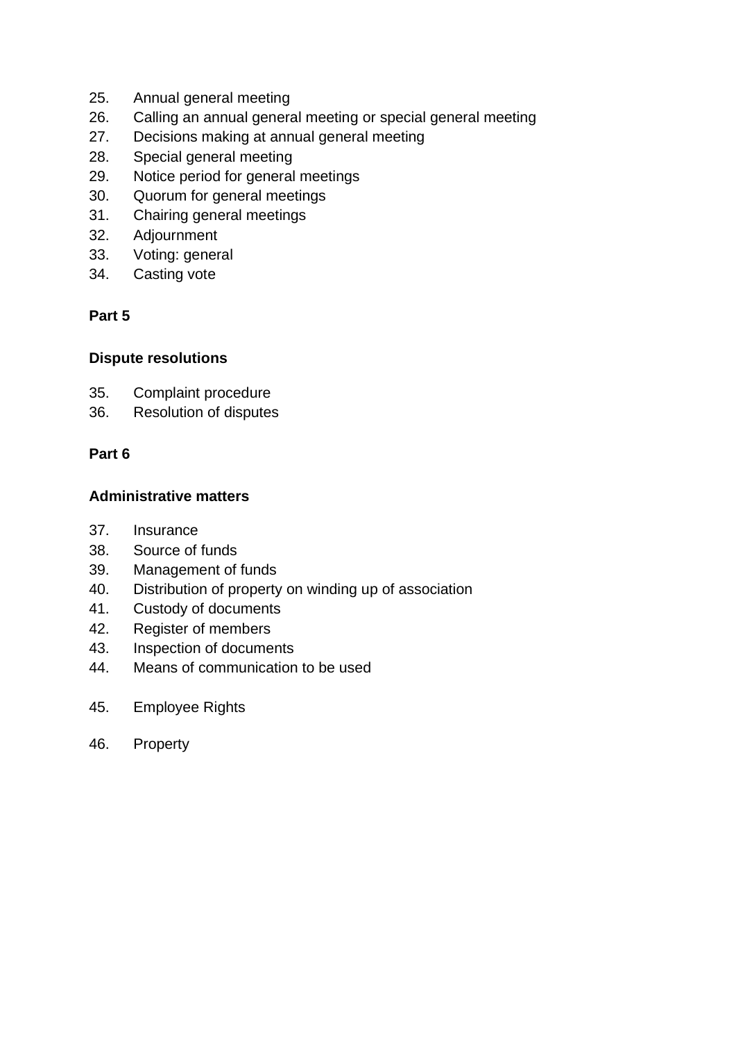25. Annual general meeting
26. Calling an annual general meeting or special general meeting
27. Decisions making at annual general meeting
28. Special general meeting
29. Notice period for general meetings
30. Quorum for general meetings
31. Chairing general meetings
32. Adjournment
33. Voting: general
34. Casting vote

**Part 5**

**Dispute resolutions**

35. Complaint procedure
36. Resolution of disputes

**Part 6**

**Administrative matters**

37. Insurance
38. Source of funds
39. Management of funds
40. Distribution of property on winding up of association
41. Custody of documents
42. Register of members
43. Inspection of documents
44. Means of communication to be used
45. Employee Rights
46. Property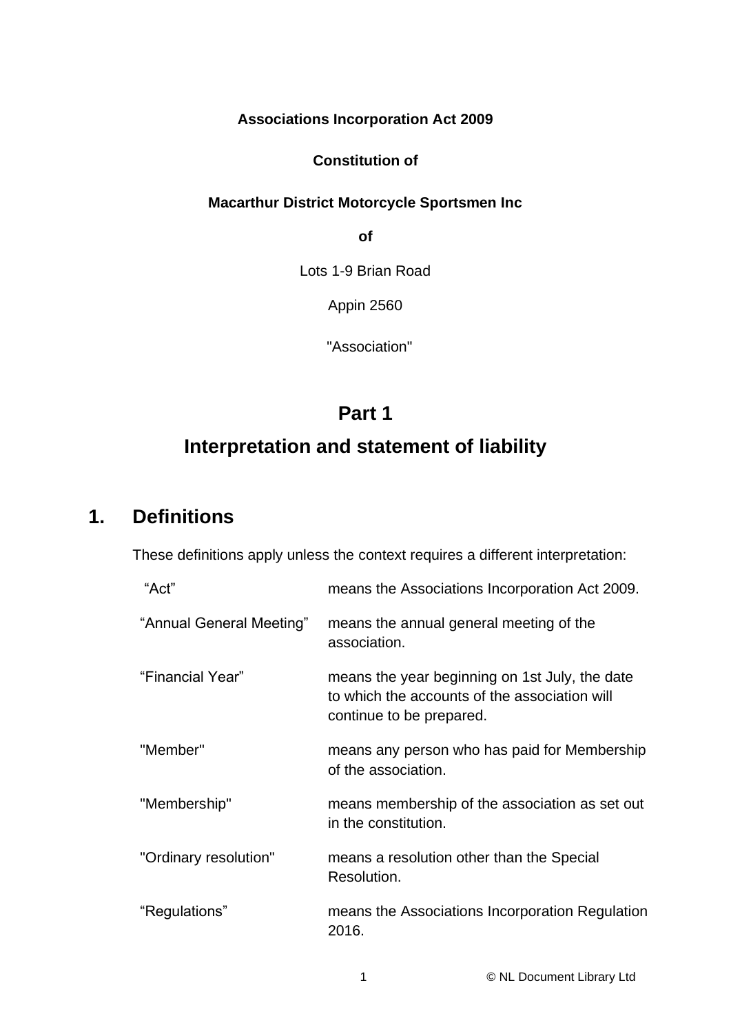**Associations Incorporation Act 2009**

**Constitution of**

**Macarthur District Motorcycle Sportsmen Inc**

**of**

Lots 1-9 Brian Road

Appin 2560

"Association"

# Part 1

# Interpretation and statement of liability

## 1. Definitions

These definitions apply unless the context requires a different interpretation:

| | |
|---|---|
| "Act" | means the Associations Incorporation Act 2009. |
| "Annual General Meeting" | means the annual general meeting of the association. |
| "Financial Year" | means the year beginning on 1st July, the date to which the accounts of the association will continue to be prepared. |
| "Member" | means any person who has paid for Membership of the association. |
| "Membership" | means membership of the association as set out in the constitution. |
| "Ordinary resolution" | means a resolution other than the Special Resolution. |
| "Regulations" | means the Associations Incorporation Regulation 2016. |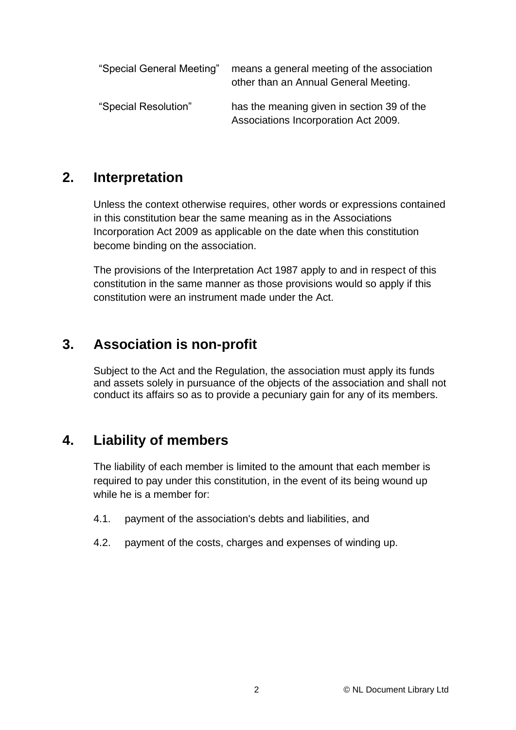| | |
|---|---|
| “Special General Meeting” | means a general meeting of the association other than an Annual General Meeting. |
| “Special Resolution” | has the meaning given in section 39 of the Associations Incorporation Act 2009. |

## 2. Interpretation

Unless the context otherwise requires, other words or expressions contained in this constitution bear the same meaning as in the Associations Incorporation Act 2009 as applicable on the date when this constitution become binding on the association.

The provisions of the Interpretation Act 1987 apply to and in respect of this constitution in the same manner as those provisions would so apply if this constitution were an instrument made under the Act.

## 3. Association is non-profit

Subject to the Act and the Regulation, the association must apply its funds and assets solely in pursuance of the objects of the association and shall not conduct its affairs so as to provide a pecuniary gain for any of its members.

## 4. Liability of members

The liability of each member is limited to the amount that each member is required to pay under this constitution, in the event of its being wound up while he is a member for:

4.1. payment of the association's debts and liabilities, and

4.2. payment of the costs, charges and expenses of winding up.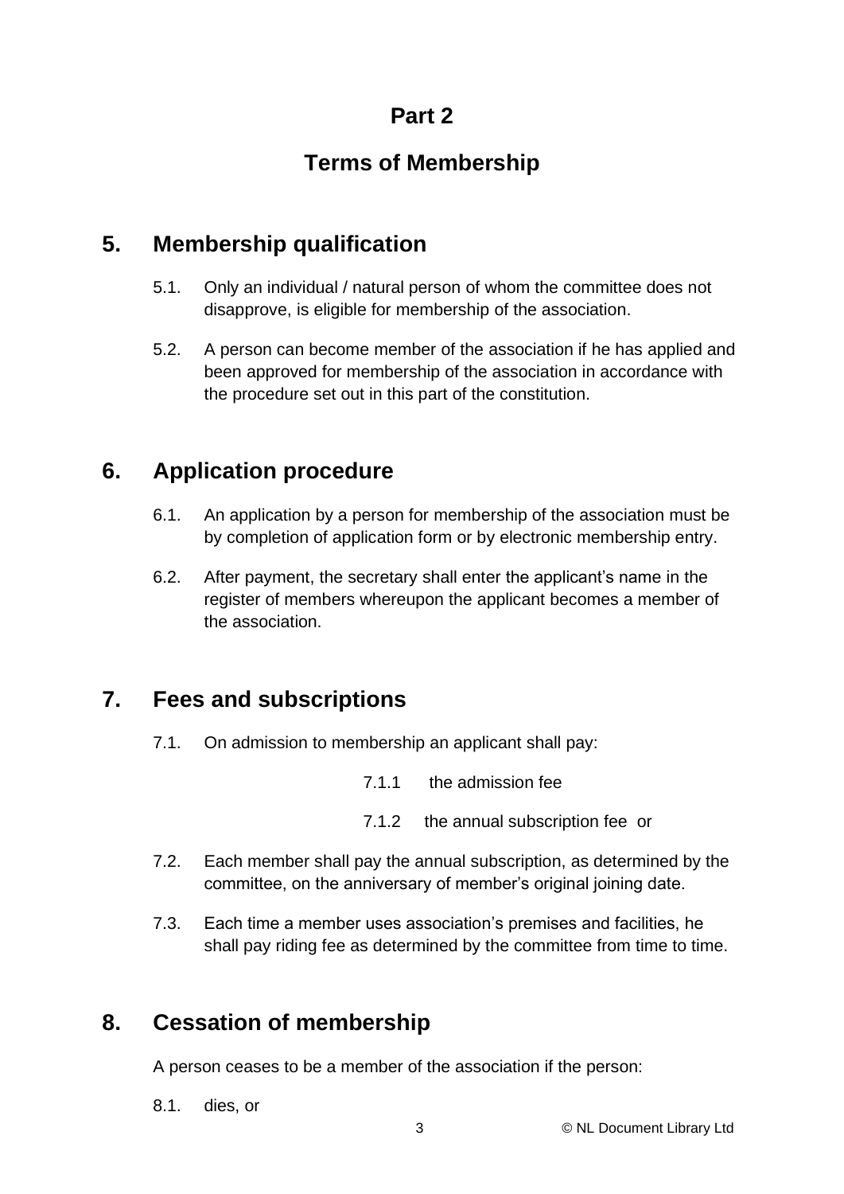# Part 2

# Terms of Membership

## 5. Membership qualification

5.1. Only an individual / natural person of whom the committee does not disapprove, is eligible for membership of the association.

5.2. A person can become member of the association if he has applied and been approved for membership of the association in accordance with the procedure set out in this part of the constitution.

## 6. Application procedure

6.1. An application by a person for membership of the association must be by completion of application form or by electronic membership entry.

6.2. After payment, the secretary shall enter the applicant's name in the register of members whereupon the applicant becomes a member of the association.

## 7. Fees and subscriptions

7.1. On admission to membership an applicant shall pay:

7.1.1 the admission fee

7.1.2 the annual subscription fee or

7.2. Each member shall pay the annual subscription, as determined by the committee, on the anniversary of member's original joining date.

7.3. Each time a member uses association's premises and facilities, he shall pay riding fee as determined by the committee from time to time.

## 8. Cessation of membership

A person ceases to be a member of the association if the person:

8.1. dies, or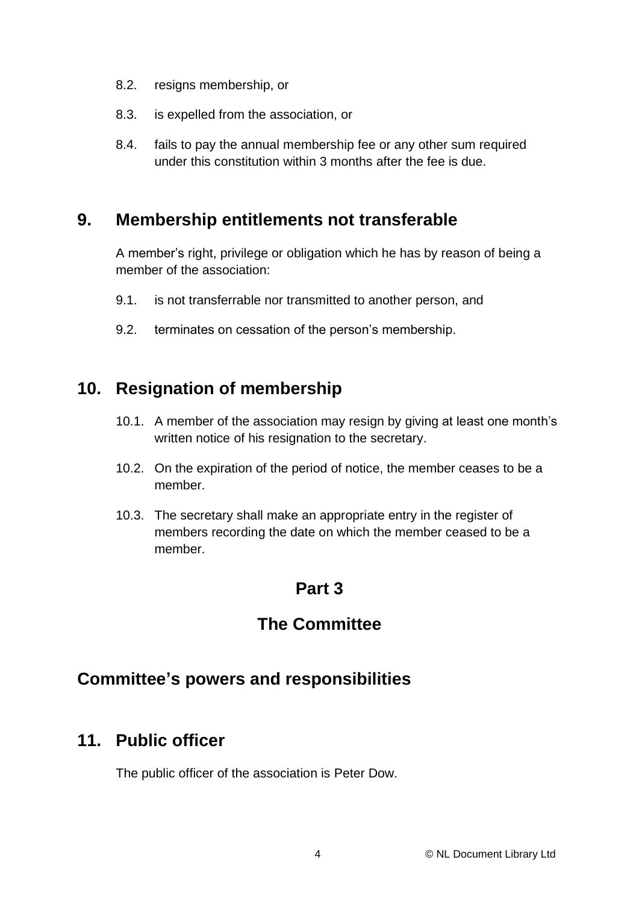8.2. resigns membership, or

8.3. is expelled from the association, or

8.4. fails to pay the annual membership fee or any other sum required under this constitution within 3 months after the fee is due.

## 9. Membership entitlements not transferable

A member's right, privilege or obligation which he has by reason of being a member of the association:

9.1. is not transferrable nor transmitted to another person, and

9.2. terminates on cessation of the person's membership.

## 10. Resignation of membership

10.1. A member of the association may resign by giving at least one month's written notice of his resignation to the secretary.

10.2. On the expiration of the period of notice, the member ceases to be a member.

10.3. The secretary shall make an appropriate entry in the register of members recording the date on which the member ceased to be a member.

# Part 3

# The Committee

## Committee's powers and responsibilities

## 11. Public officer

The public officer of the association is Peter Dow.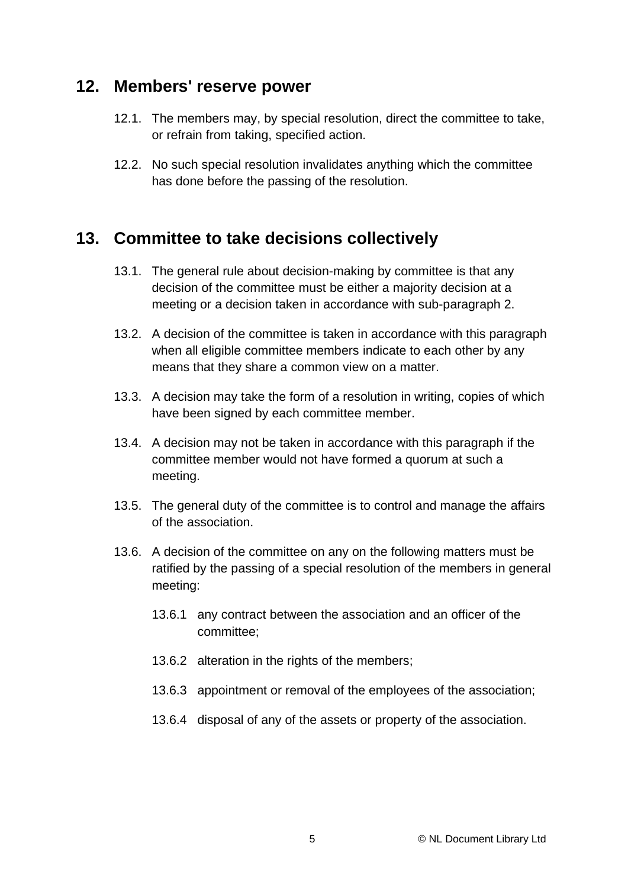## 12. Members' reserve power

12.1. The members may, by special resolution, direct the committee to take, or refrain from taking, specified action.

12.2. No such special resolution invalidates anything which the committee has done before the passing of the resolution.

## 13. Committee to take decisions collectively

13.1. The general rule about decision-making by committee is that any decision of the committee must be either a majority decision at a meeting or a decision taken in accordance with sub-paragraph 2.

13.2. A decision of the committee is taken in accordance with this paragraph when all eligible committee members indicate to each other by any means that they share a common view on a matter.

13.3. A decision may take the form of a resolution in writing, copies of which have been signed by each committee member.

13.4. A decision may not be taken in accordance with this paragraph if the committee member would not have formed a quorum at such a meeting.

13.5. The general duty of the committee is to control and manage the affairs of the association.

13.6. A decision of the committee on any on the following matters must be ratified by the passing of a special resolution of the members in general meeting:

13.6.1 any contract between the association and an officer of the committee;

13.6.2 alteration in the rights of the members;

13.6.3 appointment or removal of the employees of the association;

13.6.4 disposal of any of the assets or property of the association.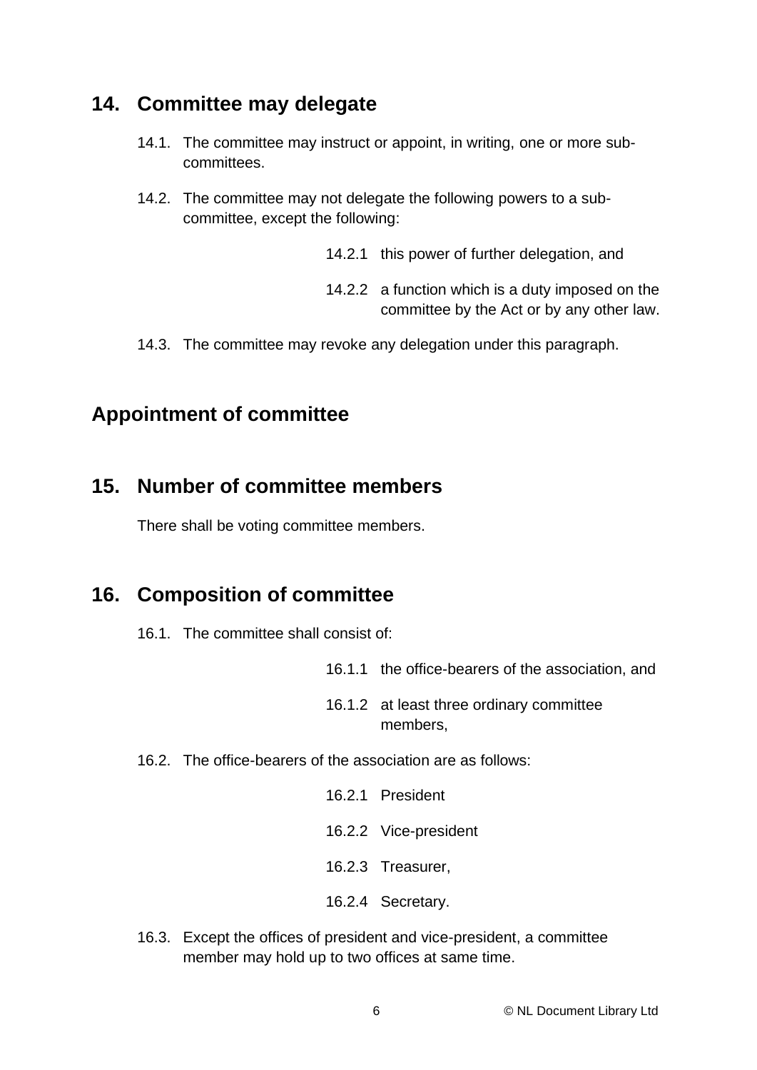## 14. Committee may delegate

14.1. The committee may instruct or appoint, in writing, one or more sub-committees.

14.2. The committee may not delegate the following powers to a sub-committee, except the following:

- 14.2.1 this power of further delegation, and
- 14.2.2 a function which is a duty imposed on the committee by the Act or by any other law.

14.3. The committee may revoke any delegation under this paragraph.

## Appointment of committee

## 15. Number of committee members

There shall be voting committee members.

## 16. Composition of committee

16.1. The committee shall consist of:

- 16.1.1 the office-bearers of the association, and
- 16.1.2 at least three ordinary committee members,

16.2. The office-bearers of the association are as follows:

- 16.2.1 President
- 16.2.2 Vice-president
- 16.2.3 Treasurer,
- 16.2.4 Secretary.

16.3. Except the offices of president and vice-president, a committee member may hold up to two offices at same time.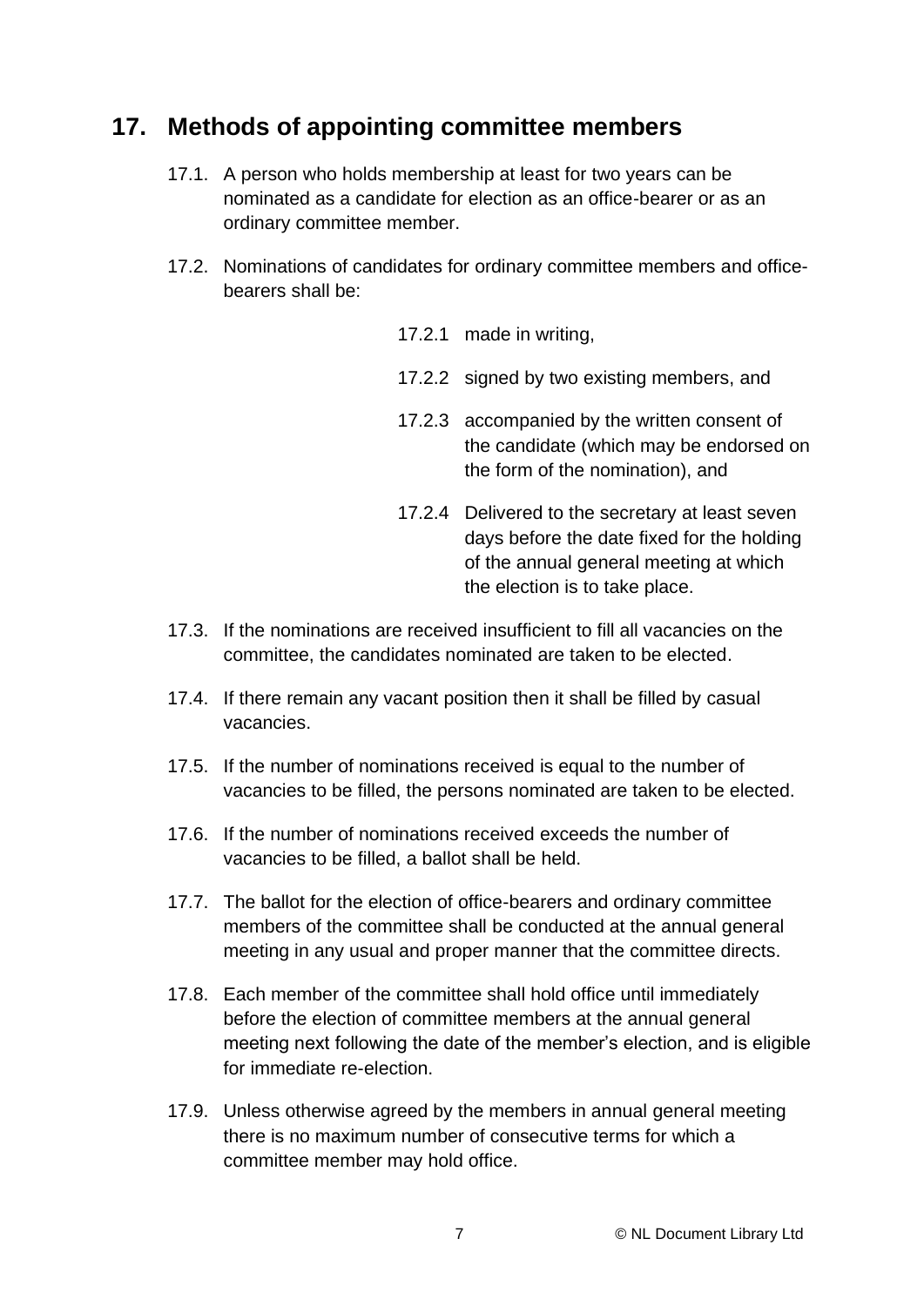## 17. Methods of appointing committee members

17.1. A person who holds membership at least for two years can be nominated as a candidate for election as an office-bearer or as an ordinary committee member.

17.2. Nominations of candidates for ordinary committee members and office-bearers shall be:

17.2.1 made in writing,

17.2.2 signed by two existing members, and

17.2.3 accompanied by the written consent of the candidate (which may be endorsed on the form of the nomination), and

17.2.4 Delivered to the secretary at least seven days before the date fixed for the holding of the annual general meeting at which the election is to take place.

17.3. If the nominations are received insufficient to fill all vacancies on the committee, the candidates nominated are taken to be elected.

17.4. If there remain any vacant position then it shall be filled by casual vacancies.

17.5. If the number of nominations received is equal to the number of vacancies to be filled, the persons nominated are taken to be elected.

17.6. If the number of nominations received exceeds the number of vacancies to be filled, a ballot shall be held.

17.7. The ballot for the election of office-bearers and ordinary committee members of the committee shall be conducted at the annual general meeting in any usual and proper manner that the committee directs.

17.8. Each member of the committee shall hold office until immediately before the election of committee members at the annual general meeting next following the date of the member's election, and is eligible for immediate re-election.

17.9. Unless otherwise agreed by the members in annual general meeting there is no maximum number of consecutive terms for which a committee member may hold office.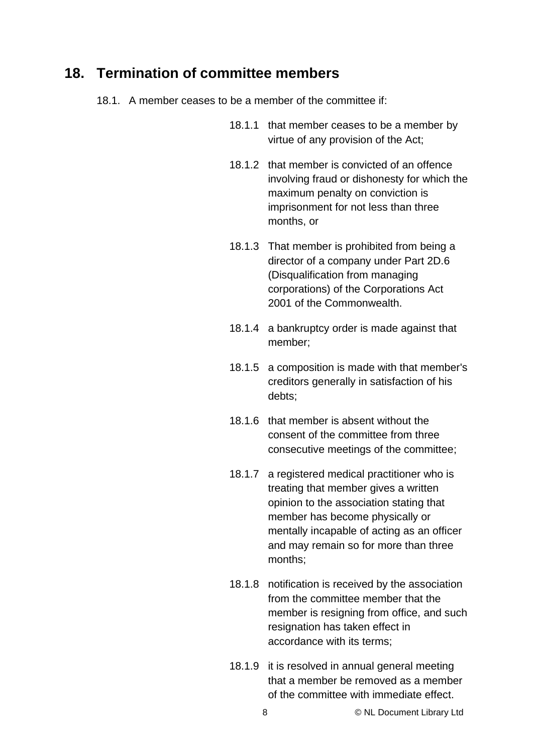## 18. Termination of committee members

18.1. A member ceases to be a member of the committee if:

18.1.1 that member ceases to be a member by virtue of any provision of the Act;

18.1.2 that member is convicted of an offence involving fraud or dishonesty for which the maximum penalty on conviction is imprisonment for not less than three months, or

18.1.3 That member is prohibited from being a director of a company under Part 2D.6 (Disqualification from managing corporations) of the Corporations Act 2001 of the Commonwealth.

18.1.4 a bankruptcy order is made against that member;

18.1.5 a composition is made with that member's creditors generally in satisfaction of his debts;

18.1.6 that member is absent without the consent of the committee from three consecutive meetings of the committee;

18.1.7 a registered medical practitioner who is treating that member gives a written opinion to the association stating that member has become physically or mentally incapable of acting as an officer and may remain so for more than three months;

18.1.8 notification is received by the association from the committee member that the member is resigning from office, and such resignation has taken effect in accordance with its terms;

18.1.9 it is resolved in annual general meeting that a member be removed as a member of the committee with immediate effect.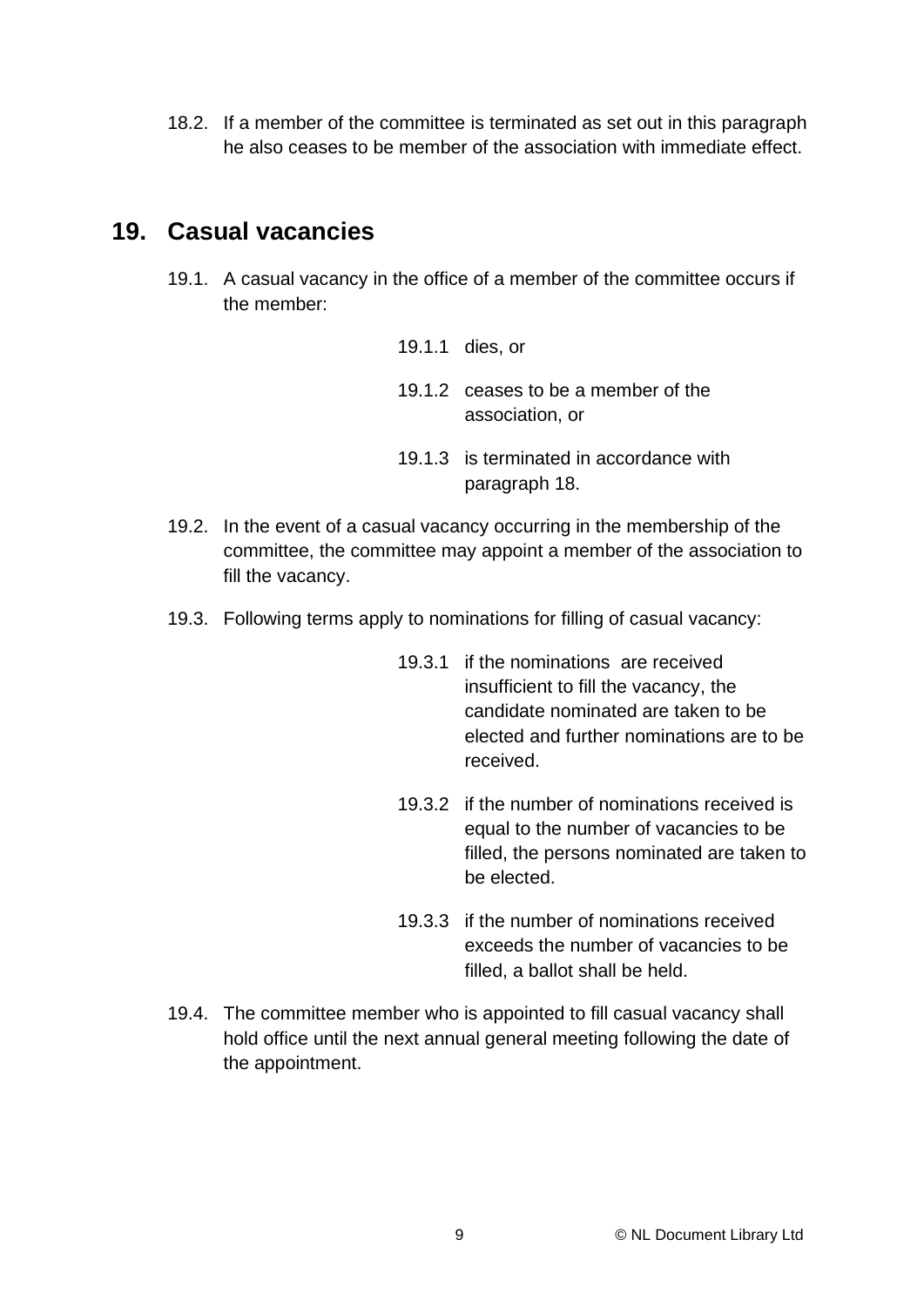18.2. If a member of the committee is terminated as set out in this paragraph he also ceases to be member of the association with immediate effect.

## 19. Casual vacancies

19.1. A casual vacancy in the office of a member of the committee occurs if the member:

- 19.1.1 dies, or
- 19.1.2 ceases to be a member of the association, or
- 19.1.3 is terminated in accordance with paragraph 18.

19.2. In the event of a casual vacancy occurring in the membership of the committee, the committee may appoint a member of the association to fill the vacancy.

19.3. Following terms apply to nominations for filling of casual vacancy:

- 19.3.1 if the nominations are received insufficient to fill the vacancy, the candidate nominated are taken to be elected and further nominations are to be received.
- 19.3.2 if the number of nominations received is equal to the number of vacancies to be filled, the persons nominated are taken to be elected.
- 19.3.3 if the number of nominations received exceeds the number of vacancies to be filled, a ballot shall be held.

19.4. The committee member who is appointed to fill casual vacancy shall hold office until the next annual general meeting following the date of the appointment.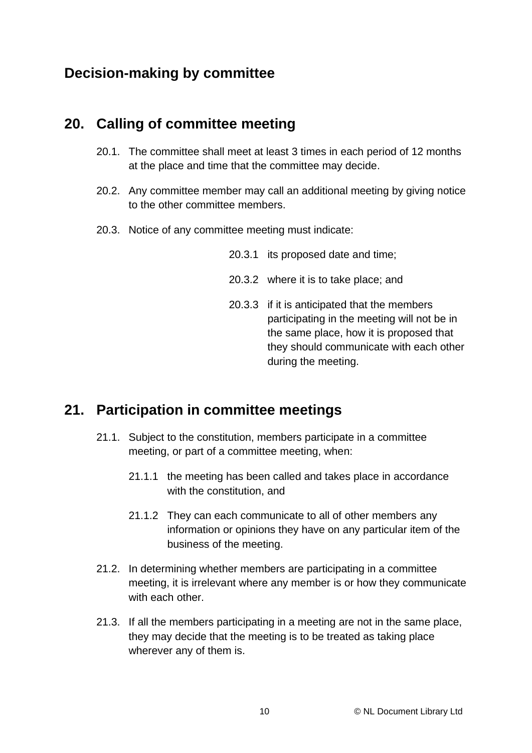## Decision-making by committee

## 20. Calling of committee meeting

20.1. The committee shall meet at least 3 times in each period of 12 months at the place and time that the committee may decide.

20.2. Any committee member may call an additional meeting by giving notice to the other committee members.

20.3. Notice of any committee meeting must indicate:

20.3.1 its proposed date and time;

20.3.2 where it is to take place; and

20.3.3 if it is anticipated that the members participating in the meeting will not be in the same place, how it is proposed that they should communicate with each other during the meeting.

## 21. Participation in committee meetings

21.1. Subject to the constitution, members participate in a committee meeting, or part of a committee meeting, when:

21.1.1 the meeting has been called and takes place in accordance with the constitution, and

21.1.2 They can each communicate to all of other members any information or opinions they have on any particular item of the business of the meeting.

21.2. In determining whether members are participating in a committee meeting, it is irrelevant where any member is or how they communicate with each other.

21.3. If all the members participating in a meeting are not in the same place, they may decide that the meeting is to be treated as taking place wherever any of them is.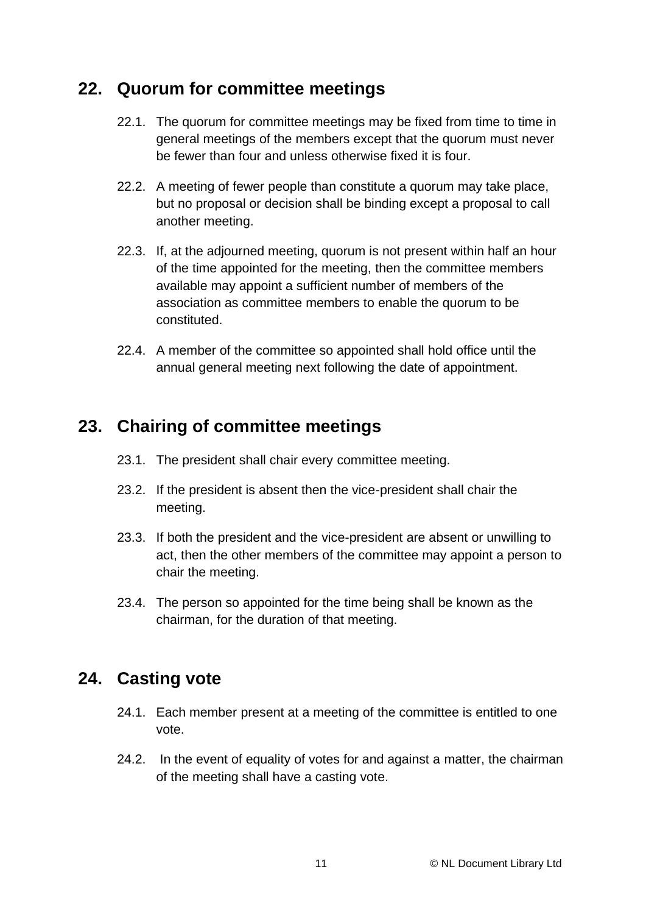## 22. Quorum for committee meetings

22.1. The quorum for committee meetings may be fixed from time to time in general meetings of the members except that the quorum must never be fewer than four and unless otherwise fixed it is four.

22.2. A meeting of fewer people than constitute a quorum may take place, but no proposal or decision shall be binding except a proposal to call another meeting.

22.3. If, at the adjourned meeting, quorum is not present within half an hour of the time appointed for the meeting, then the committee members available may appoint a sufficient number of members of the association as committee members to enable the quorum to be constituted.

22.4. A member of the committee so appointed shall hold office until the annual general meeting next following the date of appointment.

## 23. Chairing of committee meetings

23.1. The president shall chair every committee meeting.

23.2. If the president is absent then the vice-president shall chair the meeting.

23.3. If both the president and the vice-president are absent or unwilling to act, then the other members of the committee may appoint a person to chair the meeting.

23.4. The person so appointed for the time being shall be known as the chairman, for the duration of that meeting.

## 24. Casting vote

24.1. Each member present at a meeting of the committee is entitled to one vote.

24.2. In the event of equality of votes for and against a matter, the chairman of the meeting shall have a casting vote.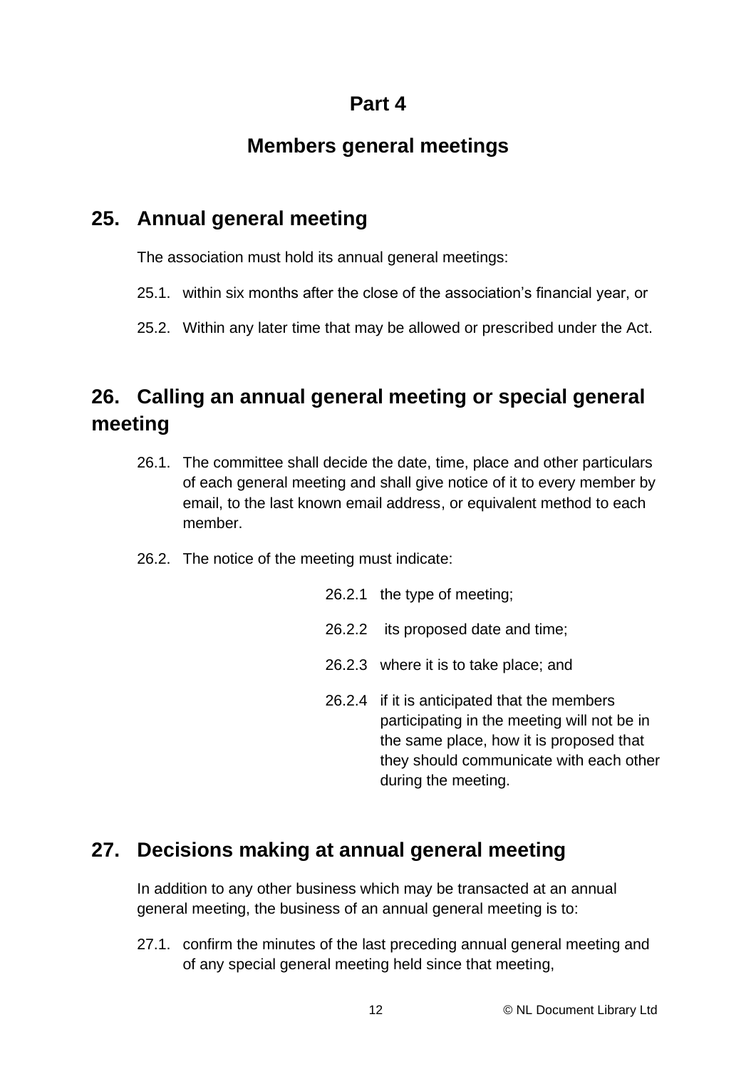# Part 4

## Members general meetings

## 25. Annual general meeting

The association must hold its annual general meetings:

25.1. within six months after the close of the association's financial year, or

25.2. Within any later time that may be allowed or prescribed under the Act.

## 26. Calling an annual general meeting or special general meeting

26.1. The committee shall decide the date, time, place and other particulars of each general meeting and shall give notice of it to every member by email, to the last known email address, or equivalent method to each member.

26.2. The notice of the meeting must indicate:

26.2.1 the type of meeting;

26.2.2 its proposed date and time;

26.2.3 where it is to take place; and

26.2.4 if it is anticipated that the members participating in the meeting will not be in the same place, how it is proposed that they should communicate with each other during the meeting.

## 27. Decisions making at annual general meeting

In addition to any other business which may be transacted at an annual general meeting, the business of an annual general meeting is to:

27.1. confirm the minutes of the last preceding annual general meeting and of any special general meeting held since that meeting,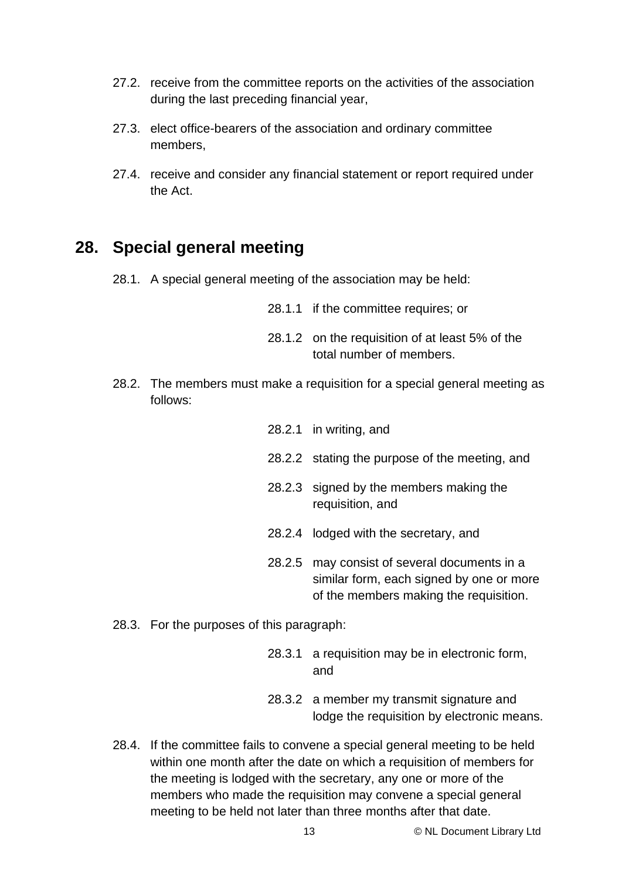27.2. receive from the committee reports on the activities of the association during the last preceding financial year,

27.3. elect office-bearers of the association and ordinary committee members,

27.4. receive and consider any financial statement or report required under the Act.

## 28. Special general meeting

28.1. A special general meeting of the association may be held:

- 28.1.1 if the committee requires; or
- 28.1.2 on the requisition of at least 5% of the total number of members.

28.2. The members must make a requisition for a special general meeting as follows:

- 28.2.1 in writing, and
- 28.2.2 stating the purpose of the meeting, and
- 28.2.3 signed by the members making the requisition, and
- 28.2.4 lodged with the secretary, and
- 28.2.5 may consist of several documents in a similar form, each signed by one or more of the members making the requisition.

28.3. For the purposes of this paragraph:

- 28.3.1 a requisition may be in electronic form, and
- 28.3.2 a member my transmit signature and lodge the requisition by electronic means.

28.4. If the committee fails to convene a special general meeting to be held within one month after the date on which a requisition of members for the meeting is lodged with the secretary, any one or more of the members who made the requisition may convene a special general meeting to be held not later than three months after that date.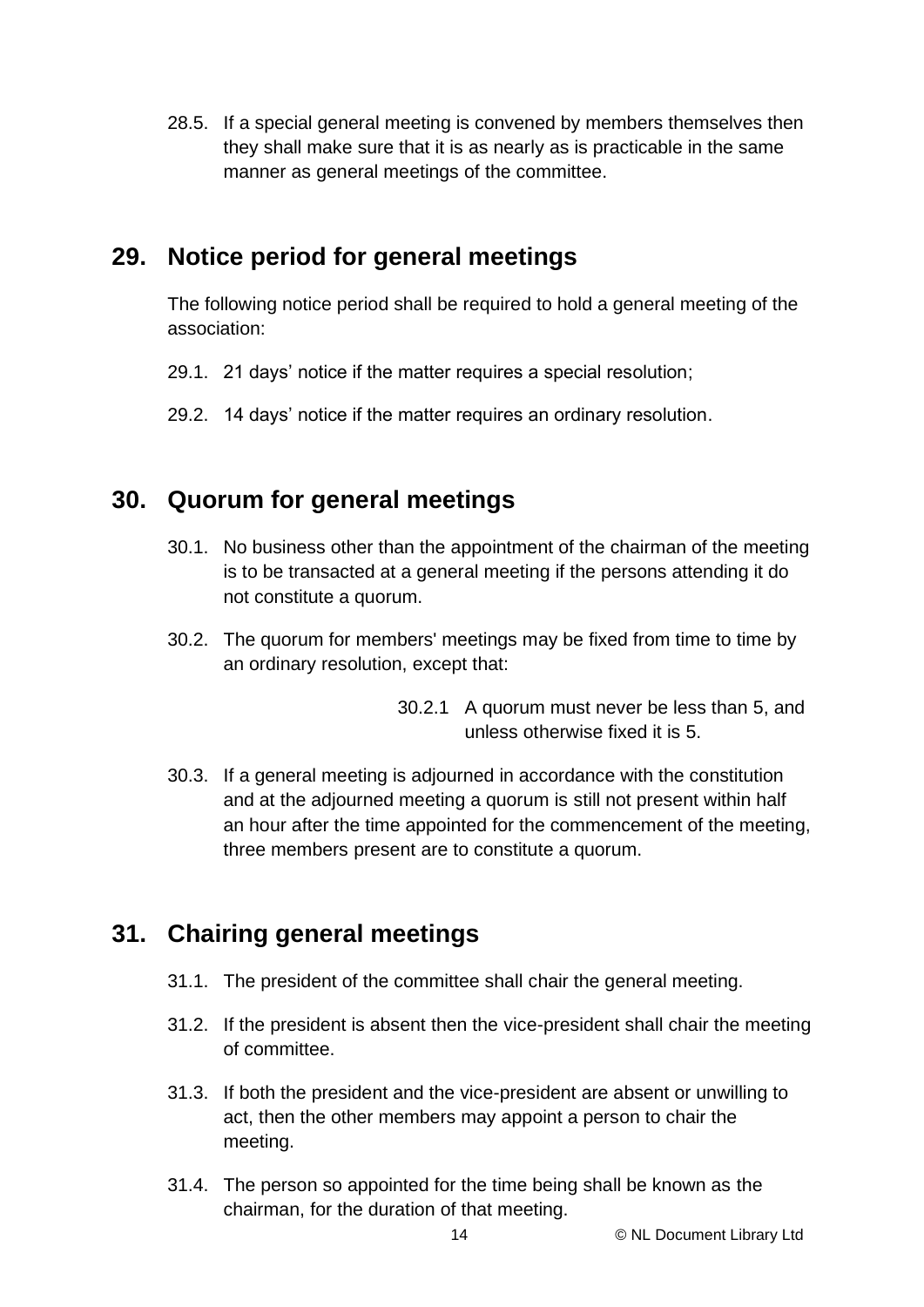28.5. If a special general meeting is convened by members themselves then they shall make sure that it is as nearly as is practicable in the same manner as general meetings of the committee.

## 29. Notice period for general meetings

The following notice period shall be required to hold a general meeting of the association:

29.1. 21 days' notice if the matter requires a special resolution;

29.2. 14 days' notice if the matter requires an ordinary resolution.

## 30. Quorum for general meetings

30.1. No business other than the appointment of the chairman of the meeting is to be transacted at a general meeting if the persons attending it do not constitute a quorum.

30.2. The quorum for members' meetings may be fixed from time to time by an ordinary resolution, except that:

30.2.1 A quorum must never be less than 5, and unless otherwise fixed it is 5.

30.3. If a general meeting is adjourned in accordance with the constitution and at the adjourned meeting a quorum is still not present within half an hour after the time appointed for the commencement of the meeting, three members present are to constitute a quorum.

## 31. Chairing general meetings

31.1. The president of the committee shall chair the general meeting.

31.2. If the president is absent then the vice-president shall chair the meeting of committee.

31.3. If both the president and the vice-president are absent or unwilling to act, then the other members may appoint a person to chair the meeting.

31.4. The person so appointed for the time being shall be known as the chairman, for the duration of that meeting.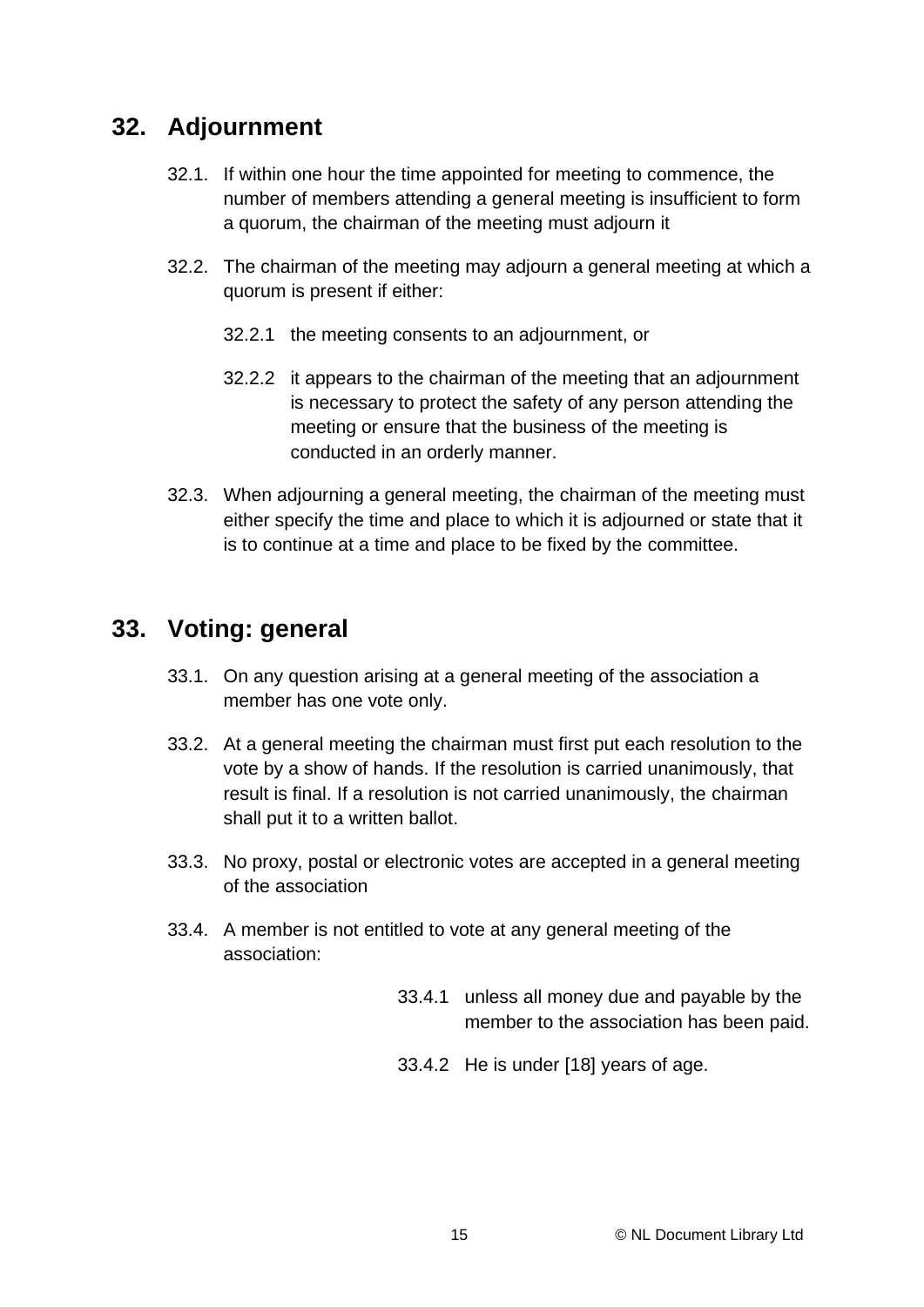## 32. Adjournment

32.1. If within one hour the time appointed for meeting to commence, the number of members attending a general meeting is insufficient to form a quorum, the chairman of the meeting must adjourn it

32.2. The chairman of the meeting may adjourn a general meeting at which a quorum is present if either:

32.2.1 the meeting consents to an adjournment, or

32.2.2 it appears to the chairman of the meeting that an adjournment is necessary to protect the safety of any person attending the meeting or ensure that the business of the meeting is conducted in an orderly manner.

32.3. When adjourning a general meeting, the chairman of the meeting must either specify the time and place to which it is adjourned or state that it is to continue at a time and place to be fixed by the committee.

## 33. Voting: general

33.1. On any question arising at a general meeting of the association a member has one vote only.

33.2. At a general meeting the chairman must first put each resolution to the vote by a show of hands. If the resolution is carried unanimously, that result is final. If a resolution is not carried unanimously, the chairman shall put it to a written ballot.

33.3. No proxy, postal or electronic votes are accepted in a general meeting of the association

33.4. A member is not entitled to vote at any general meeting of the association:

33.4.1 unless all money due and payable by the member to the association has been paid.

33.4.2 He is under [18] years of age.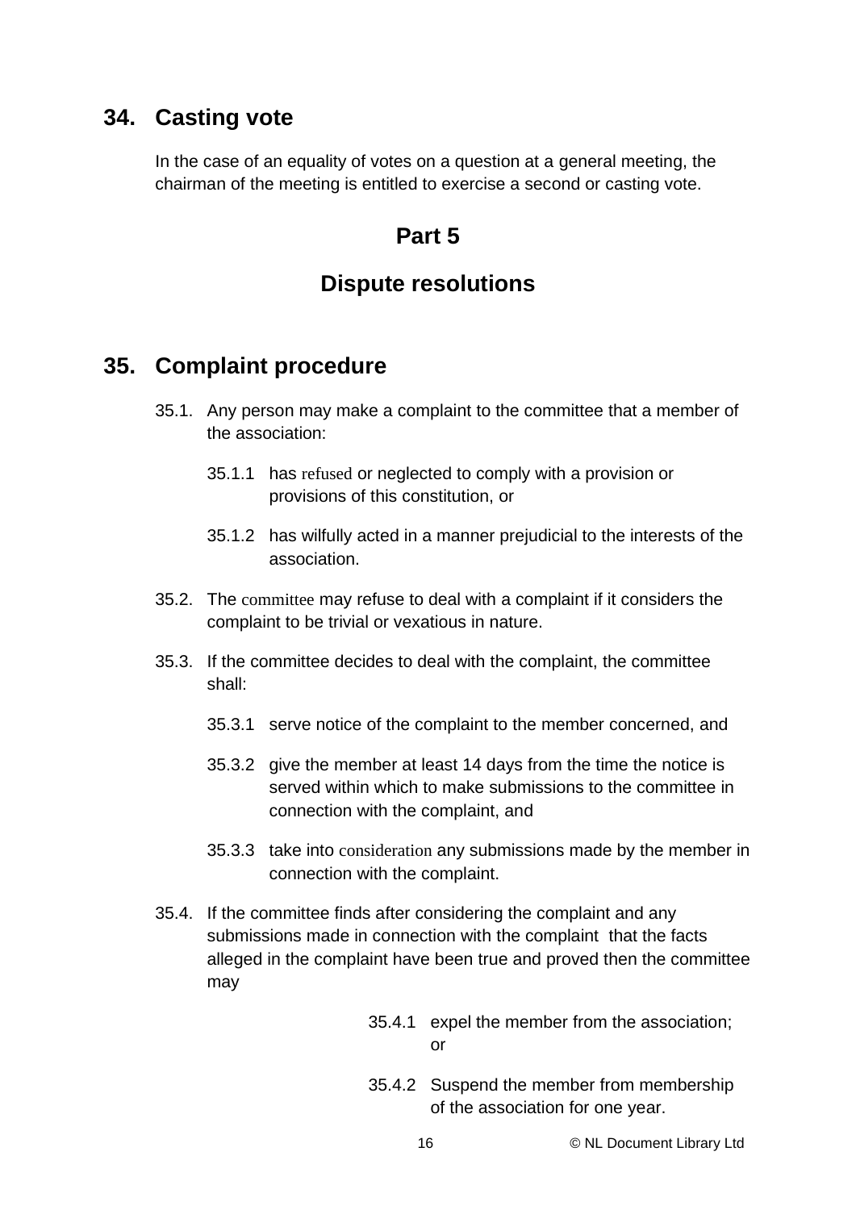## 34. Casting vote

In the case of an equality of votes on a question at a general meeting, the chairman of the meeting is entitled to exercise a second or casting vote.

# Part 5

# Dispute resolutions

## 35. Complaint procedure

35.1. Any person may make a complaint to the committee that a member of the association:

35.1.1 has refused or neglected to comply with a provision or provisions of this constitution, or

35.1.2 has wilfully acted in a manner prejudicial to the interests of the association.

35.2. The committee may refuse to deal with a complaint if it considers the complaint to be trivial or vexatious in nature.

35.3. If the committee decides to deal with the complaint, the committee shall:

35.3.1 serve notice of the complaint to the member concerned, and

35.3.2 give the member at least 14 days from the time the notice is served within which to make submissions to the committee in connection with the complaint, and

35.3.3 take into consideration any submissions made by the member in connection with the complaint.

35.4. If the committee finds after considering the complaint and any submissions made in connection with the complaint that the facts alleged in the complaint have been true and proved then the committee may

35.4.1 expel the member from the association; or

35.4.2 Suspend the member from membership of the association for one year.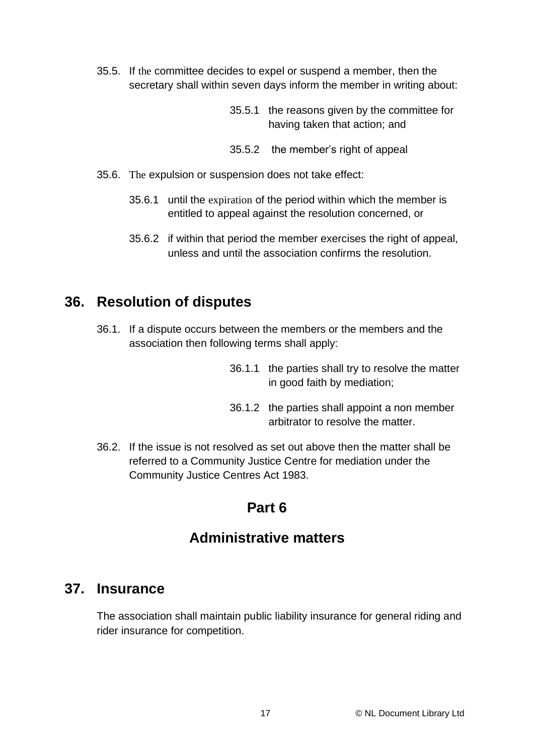35.5. If the committee decides to expel or suspend a member, then the secretary shall within seven days inform the member in writing about:

35.5.1 the reasons given by the committee for having taken that action; and

35.5.2 the member's right of appeal

35.6. The expulsion or suspension does not take effect:

35.6.1 until the expiration of the period within which the member is entitled to appeal against the resolution concerned, or

35.6.2 if within that period the member exercises the right of appeal, unless and until the association confirms the resolution.

## 36. Resolution of disputes

36.1. If a dispute occurs between the members or the members and the association then following terms shall apply:

36.1.1 the parties shall try to resolve the matter in good faith by mediation;

36.1.2 the parties shall appoint a non member arbitrator to resolve the matter.

36.2. If the issue is not resolved as set out above then the matter shall be referred to a Community Justice Centre for mediation under the Community Justice Centres Act 1983.

# Part 6

# Administrative matters

## 37. Insurance

The association shall maintain public liability insurance for general riding and rider insurance for competition.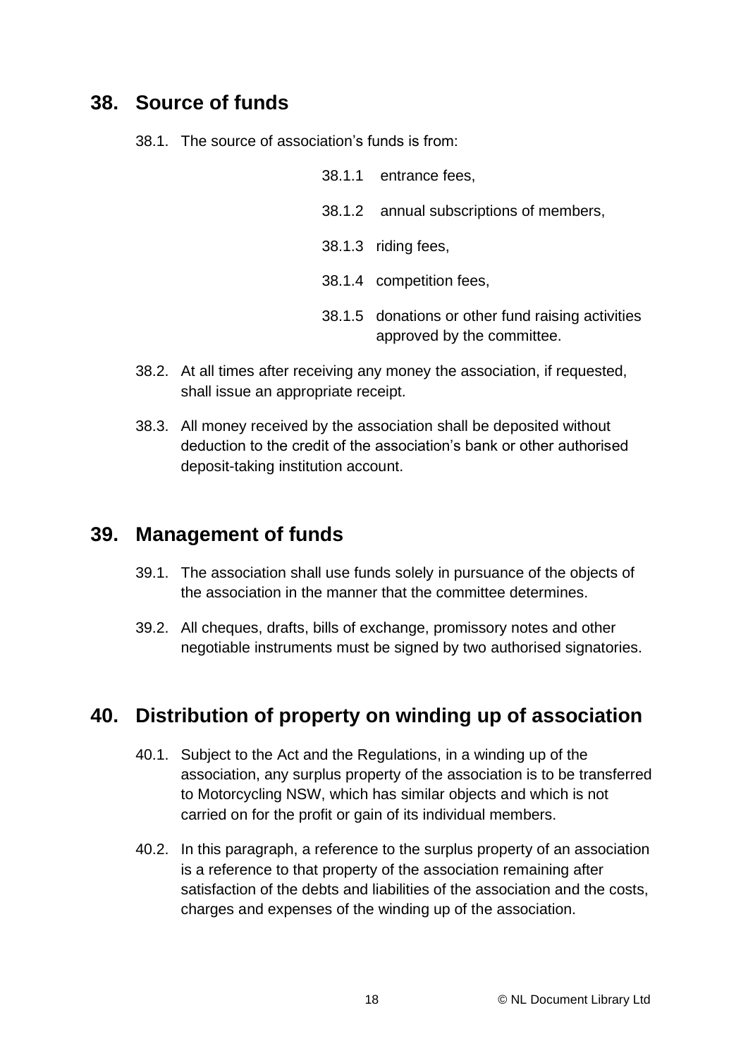## 38. Source of funds

38.1. The source of association's funds is from:

- 38.1.1 entrance fees,
- 38.1.2 annual subscriptions of members,
- 38.1.3 riding fees,
- 38.1.4 competition fees,
- 38.1.5 donations or other fund raising activities approved by the committee.

38.2. At all times after receiving any money the association, if requested, shall issue an appropriate receipt.

38.3. All money received by the association shall be deposited without deduction to the credit of the association's bank or other authorised deposit-taking institution account.

## 39. Management of funds

39.1. The association shall use funds solely in pursuance of the objects of the association in the manner that the committee determines.

39.2. All cheques, drafts, bills of exchange, promissory notes and other negotiable instruments must be signed by two authorised signatories.

## 40. Distribution of property on winding up of association

40.1. Subject to the Act and the Regulations, in a winding up of the association, any surplus property of the association is to be transferred to Motorcycling NSW, which has similar objects and which is not carried on for the profit or gain of its individual members.

40.2. In this paragraph, a reference to the surplus property of an association is a reference to that property of the association remaining after satisfaction of the debts and liabilities of the association and the costs, charges and expenses of the winding up of the association.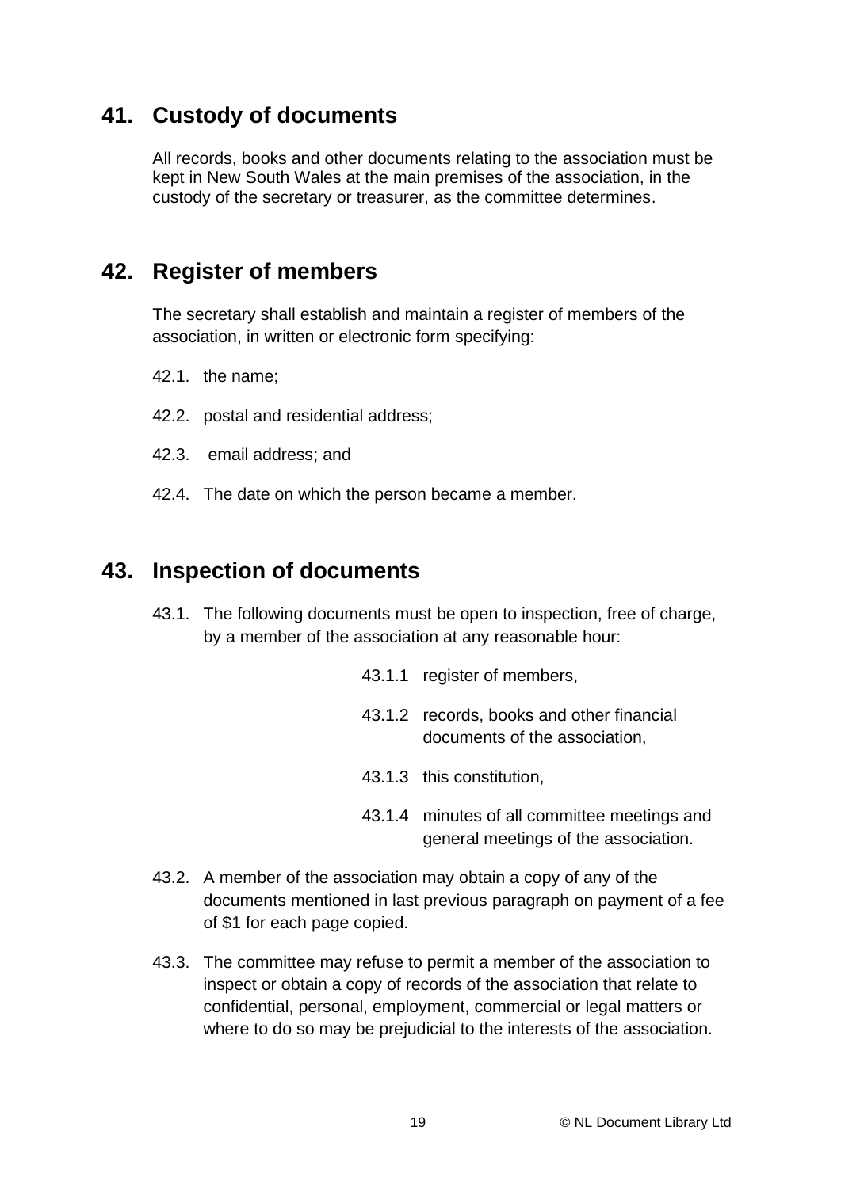## 41. Custody of documents

All records, books and other documents relating to the association must be kept in New South Wales at the main premises of the association, in the custody of the secretary or treasurer, as the committee determines.

## 42. Register of members

The secretary shall establish and maintain a register of members of the association, in written or electronic form specifying:

42.1. the name;

42.2. postal and residential address;

42.3. email address; and

42.4. The date on which the person became a member.

## 43. Inspection of documents

43.1. The following documents must be open to inspection, free of charge, by a member of the association at any reasonable hour:

43.1.1 register of members,

43.1.2 records, books and other financial documents of the association,

43.1.3 this constitution,

43.1.4 minutes of all committee meetings and general meetings of the association.

43.2. A member of the association may obtain a copy of any of the documents mentioned in last previous paragraph on payment of a fee of $1 for each page copied.

43.3. The committee may refuse to permit a member of the association to inspect or obtain a copy of records of the association that relate to confidential, personal, employment, commercial or legal matters or where to do so may be prejudicial to the interests of the association.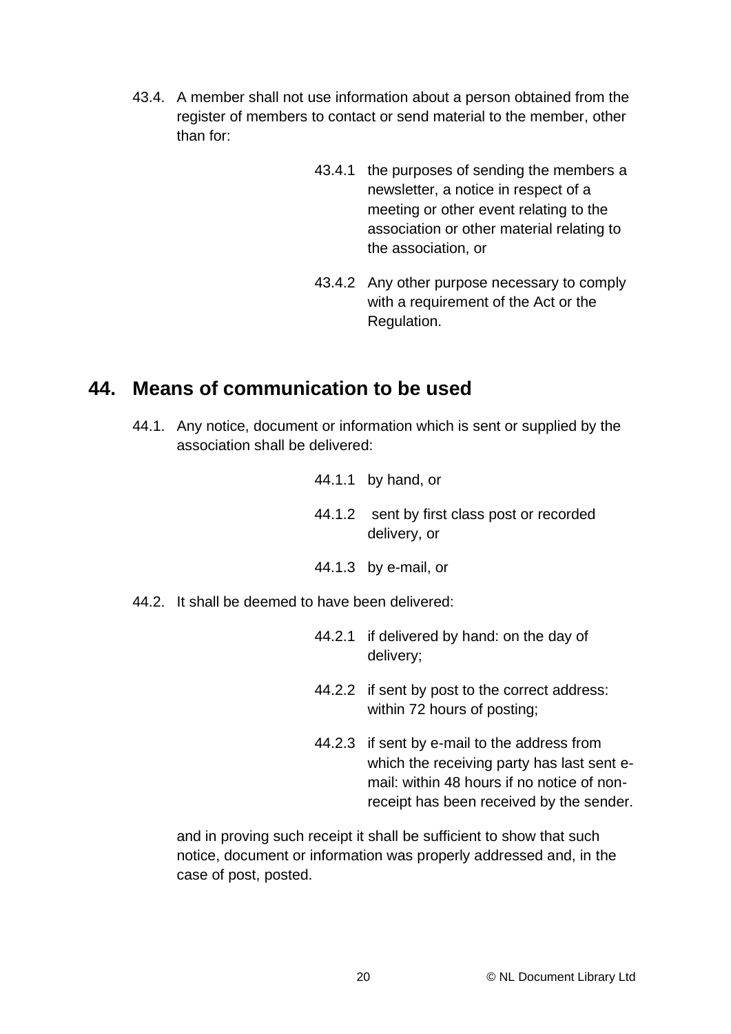43.4. A member shall not use information about a person obtained from the register of members to contact or send material to the member, other than for:

43.4.1 the purposes of sending the members a newsletter, a notice in respect of a meeting or other event relating to the association or other material relating to the association, or

43.4.2 Any other purpose necessary to comply with a requirement of the Act or the Regulation.

## 44. Means of communication to be used

44.1. Any notice, document or information which is sent or supplied by the association shall be delivered:

44.1.1 by hand, or

44.1.2 sent by first class post or recorded delivery, or

44.1.3 by e-mail, or

44.2. It shall be deemed to have been delivered:

44.2.1 if delivered by hand: on the day of delivery;

44.2.2 if sent by post to the correct address: within 72 hours of posting;

44.2.3 if sent by e-mail to the address from which the receiving party has last sent e-mail: within 48 hours if no notice of non-receipt has been received by the sender.

and in proving such receipt it shall be sufficient to show that such notice, document or information was properly addressed and, in the case of post, posted.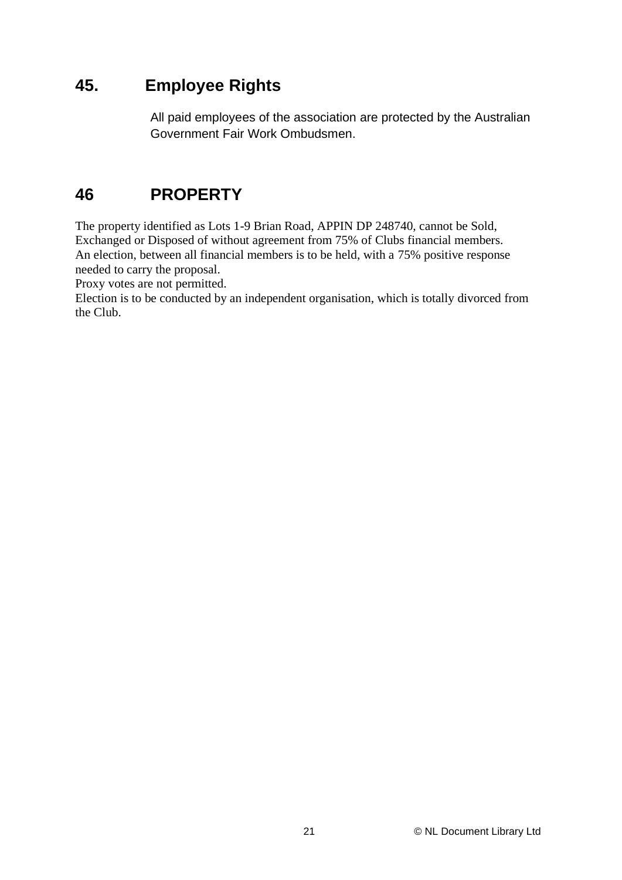## 45. Employee Rights

All paid employees of the association are protected by the Australian Government Fair Work Ombudsmen.

## 46 PROPERTY

The property identified as Lots 1-9 Brian Road, APPIN DP 248740, cannot be Sold, Exchanged or Disposed of without agreement from 75% of Clubs financial members.
An election, between all financial members is to be held, with a 75% positive response needed to carry the proposal.
Proxy votes are not permitted.
Election is to be conducted by an independent organisation, which is totally divorced from the Club.